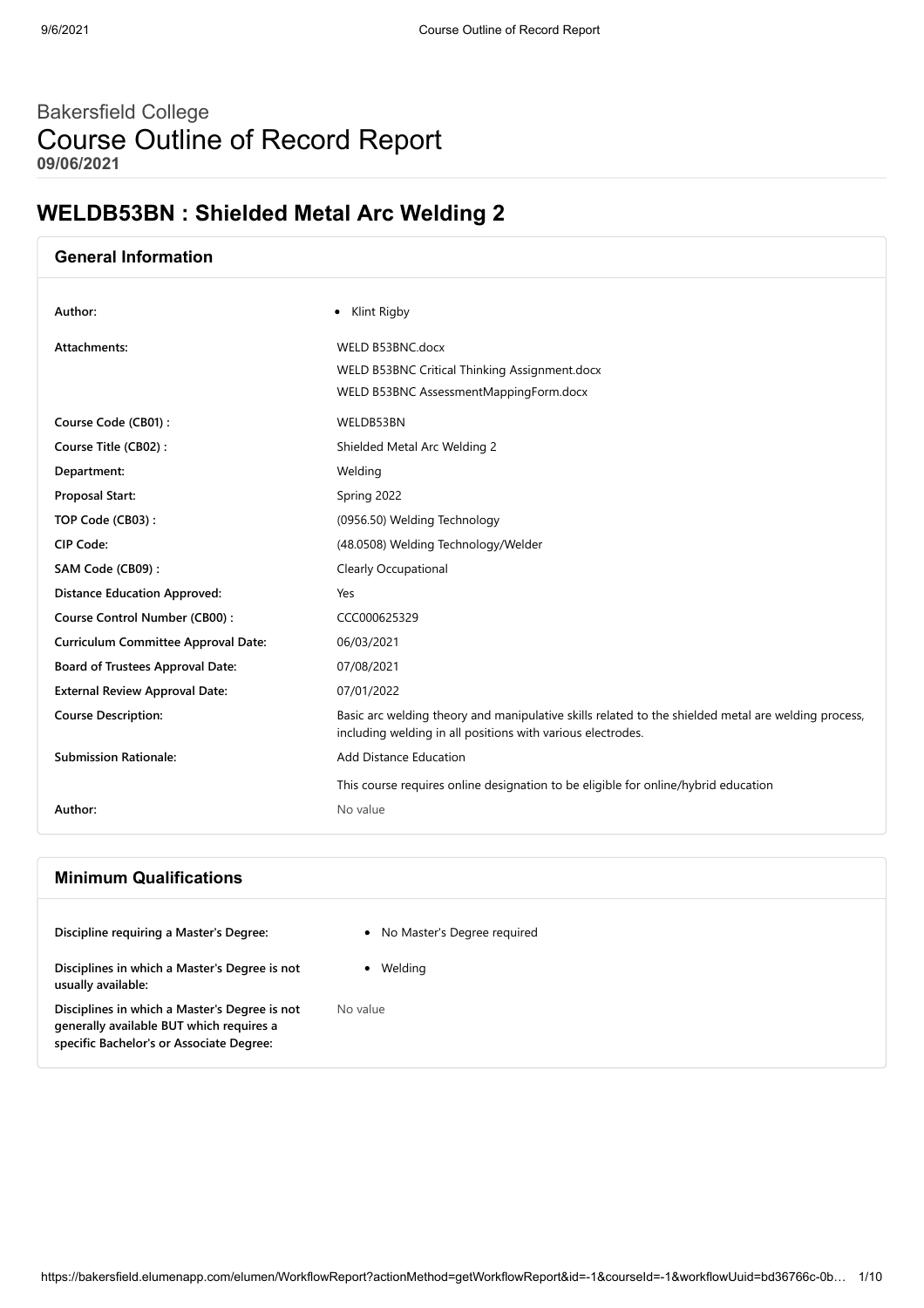# Bakersfield College
# Course Outline of Record Report
**09/06/2021**

## WELDB53BN : Shielded Metal Arc Welding 2

### General Information

| | |
|---|---|
| **Author:** | • Klint Rigby |
| **Attachments:** | WELD B53BNC.docx<br>WELD B53BNC Critical Thinking Assignment.docx<br>WELD B53BNC AssessmentMappingForm.docx |
| **Course Code (CB01) :** | WELDB53BN |
| **Course Title (CB02) :** | Shielded Metal Arc Welding 2 |
| **Department:** | Welding |
| **Proposal Start:** | Spring 2022 |
| **TOP Code (CB03) :** | (0956.50) Welding Technology |
| **CIP Code:** | (48.0508) Welding Technology/Welder |
| **SAM Code (CB09) :** | Clearly Occupational |
| **Distance Education Approved:** | Yes |
| **Course Control Number (CB00) :** | CCC000625329 |
| **Curriculum Committee Approval Date:** | 06/03/2021 |
| **Board of Trustees Approval Date:** | 07/08/2021 |
| **External Review Approval Date:** | 07/01/2022 |
| **Course Description:** | Basic arc welding theory and manipulative skills related to the shielded metal are welding process, including welding in all positions with various electrodes. |
| **Submission Rationale:** | Add Distance Education<br>This course requires online designation to be eligible for online/hybrid education |
| **Author:** | No value |

### Minimum Qualifications

| | |
|---|---|
| **Discipline requiring a Master's Degree:** | • No Master's Degree required |
| **Disciplines in which a Master's Degree is not usually available:** | • Welding |
| **Disciplines in which a Master's Degree is not generally available BUT which requires a specific Bachelor's or Associate Degree:** | No value |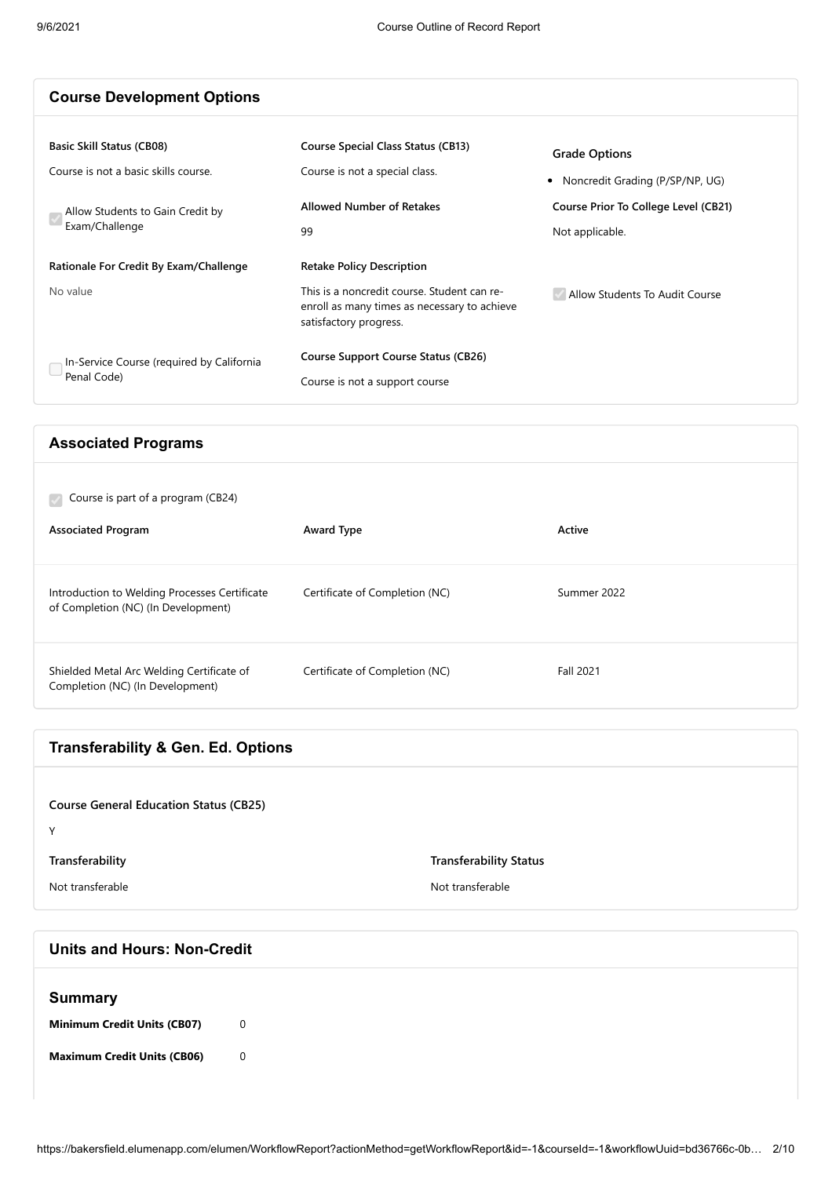## Course Development Options

**Basic Skill Status (CB08)**

Course is not a basic skills course.

- [x] Allow Students to Gain Credit by Exam/Challenge

**Rationale For Credit By Exam/Challenge**

No value

- [ ] In-Service Course (required by California Penal Code)

**Course Special Class Status (CB13)**

Course is not a special class.

**Allowed Number of Retakes**

99

**Retake Policy Description**

This is a noncredit course. Student can re-enroll as many times as necessary to achieve satisfactory progress.

**Course Support Course Status (CB26)**

Course is not a support course

**Grade Options**

- Noncredit Grading (P/SP/NP, UG)

**Course Prior To College Level (CB21)**

Not applicable.

- [x] Allow Students To Audit Course

## Associated Programs

- [x] Course is part of a program (CB24)

| Associated Program | Award Type | Active |
|---|---|---|
| Introduction to Welding Processes Certificate of Completion (NC) (In Development) | Certificate of Completion (NC) | Summer 2022 |
| Shielded Metal Arc Welding Certificate of Completion (NC) (In Development) | Certificate of Completion (NC) | Fall 2021 |

## Transferability & Gen. Ed. Options

**Course General Education Status (CB25)**

Y

**Transferability**

Not transferable

**Transferability Status**

Not transferable

## Units and Hours: Non-Credit

### Summary

**Minimum Credit Units (CB07)** 0

**Maximum Credit Units (CB06)** 0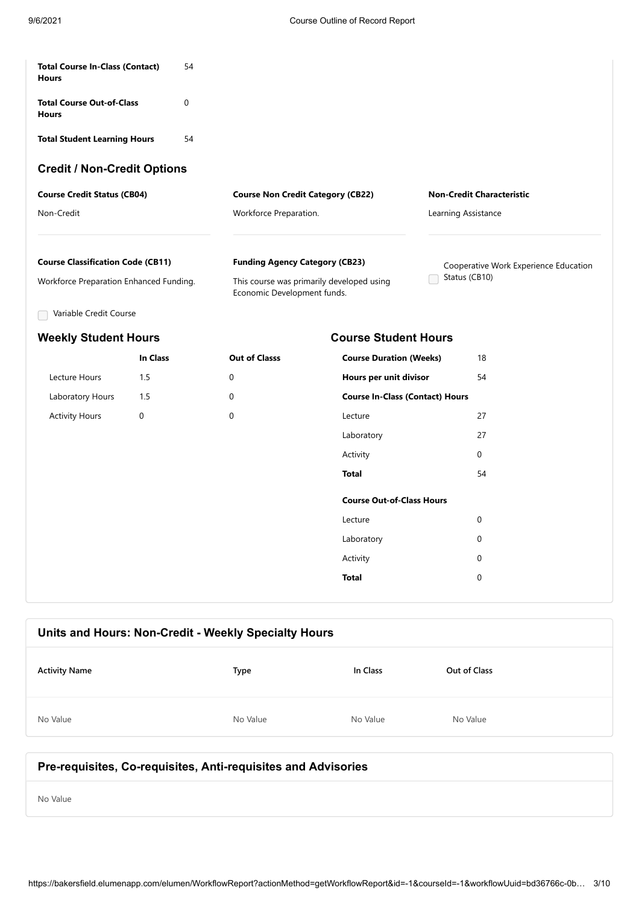| | |
|---|---|
| **Total Course In-Class (Contact) Hours** | 54 |
| **Total Course Out-of-Class Hours** | 0 |
| **Total Student Learning Hours** | 54 |

## Credit / Non-Credit Options

**Course Credit Status (CB04)**

Non-Credit

**Course Non Credit Category (CB22)**

Workforce Preparation.

**Non-Credit Characteristic**

Learning Assistance

**Course Classification Code (CB11)**

Workforce Preparation Enhanced Funding.

**Funding Agency Category (CB23)**

This course was primarily developed using Economic Development funds.

☐ Cooperative Work Experience Education Status (CB10)

☐ Variable Credit Course

## Weekly Student Hours

| | In Class | Out of Classs |
|---|---|---|
| Lecture Hours | 1.5 | 0 |
| Laboratory Hours | 1.5 | 0 |
| Activity Hours | 0 | 0 |

## Course Student Hours

| | |
|---|---|
| **Course Duration (Weeks)** | 18 |
| **Hours per unit divisor** | 54 |
| **Course In-Class (Contact) Hours** | |
| Lecture | 27 |
| Laboratory | 27 |
| Activity | 0 |
| **Total** | 54 |
| **Course Out-of-Class Hours** | |
| Lecture | 0 |
| Laboratory | 0 |
| Activity | 0 |
| **Total** | 0 |

## Units and Hours: Non-Credit - Weekly Specialty Hours

| Activity Name | Type | In Class | Out of Class |
|---|---|---|---|
| No Value | No Value | No Value | No Value |

## Pre-requisites, Co-requisites, Anti-requisites and Advisories

No Value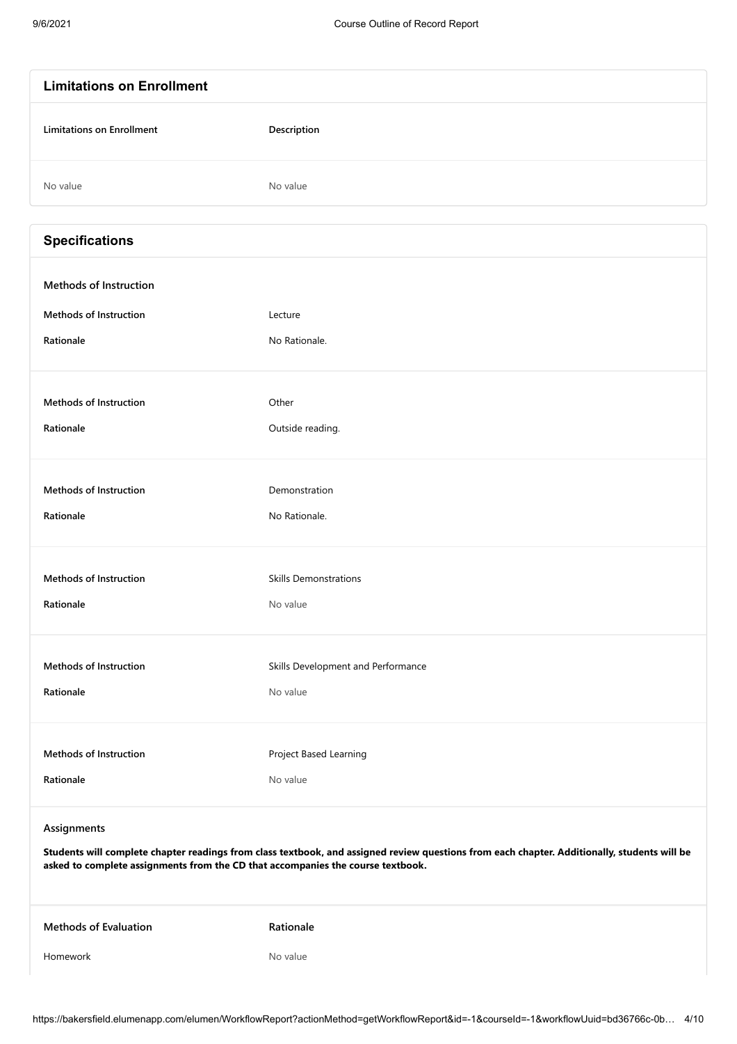## Limitations on Enrollment

| Limitations on Enrollment | Description |
| --- | --- |
| No value | No value |

## Specifications

### Methods of Instruction

| | |
| --- | --- |
| **Methods of Instruction** | Lecture |
| **Rationale** | No Rationale. |

| | |
| --- | --- |
| **Methods of Instruction** | Other |
| **Rationale** | Outside reading. |

| | |
| --- | --- |
| **Methods of Instruction** | Demonstration |
| **Rationale** | No Rationale. |

| | |
| --- | --- |
| **Methods of Instruction** | Skills Demonstrations |
| **Rationale** | No value |

| | |
| --- | --- |
| **Methods of Instruction** | Skills Development and Performance |
| **Rationale** | No value |

| | |
| --- | --- |
| **Methods of Instruction** | Project Based Learning |
| **Rationale** | No value |

### Assignments

**Students will complete chapter readings from class textbook, and assigned review questions from each chapter. Additionally, students will be asked to complete assignments from the CD that accompanies the course textbook.**

| Methods of Evaluation | Rationale |
| --- | --- |
| Homework | No value |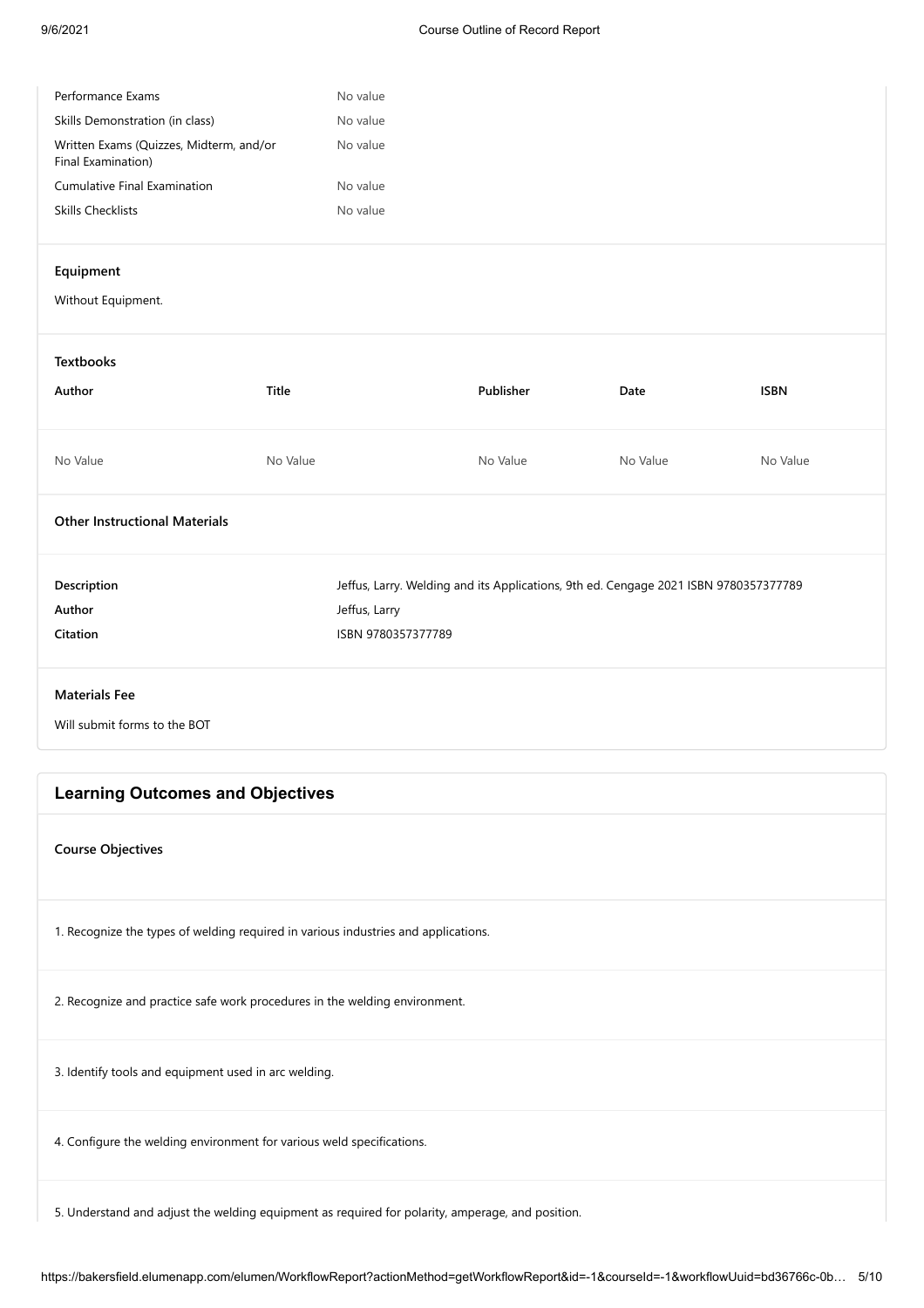| | |
|---|---|
| Performance Exams | No value |
| Skills Demonstration (in class) | No value |
| Written Exams (Quizzes, Midterm, and/or Final Examination) | No value |
| Cumulative Final Examination | No value |
| Skills Checklists | No value |

**Equipment**

Without Equipment.

**Textbooks**

| Author | Title | Publisher | Date | ISBN |
|---|---|---|---|---|
| No Value | No Value | No Value | No Value | No Value |

**Other Instructional Materials**

| | |
|---|---|
| Description | Jeffus, Larry. Welding and its Applications, 9th ed. Cengage 2021 ISBN 9780357377789 |
| Author | Jeffus, Larry |
| Citation | ISBN 9780357377789 |

**Materials Fee**

Will submit forms to the BOT

## Learning Outcomes and Objectives

**Course Objectives**

1. Recognize the types of welding required in various industries and applications.

2. Recognize and practice safe work procedures in the welding environment.

3. Identify tools and equipment used in arc welding.

4. Configure the welding environment for various weld specifications.

5. Understand and adjust the welding equipment as required for polarity, amperage, and position.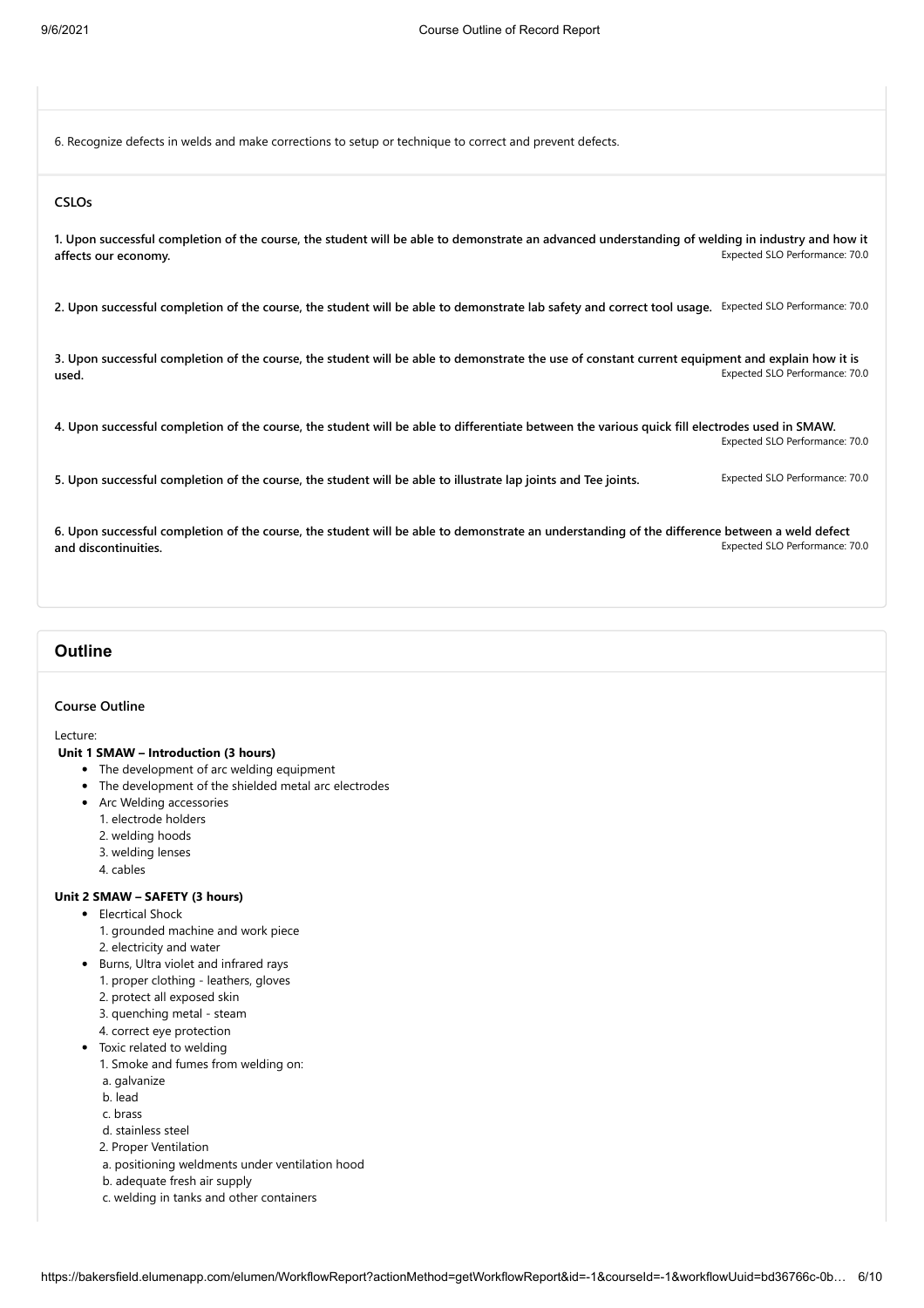6. Recognize defects in welds and make corrections to setup or technique to correct and prevent defects.

### CSLOs

**1. Upon successful completion of the course, the student will be able to demonstrate an advanced understanding of welding in industry and how it affects our economy.** Expected SLO Performance: 70.0

**2. Upon successful completion of the course, the student will be able to demonstrate lab safety and correct tool usage.** Expected SLO Performance: 70.0

**3. Upon successful completion of the course, the student will be able to demonstrate the use of constant current equipment and explain how it is used.** Expected SLO Performance: 70.0

**4. Upon successful completion of the course, the student will be able to differentiate between the various quick fill electrodes used in SMAW.** Expected SLO Performance: 70.0

**5. Upon successful completion of the course, the student will be able to illustrate lap joints and Tee joints.** Expected SLO Performance: 70.0

**6. Upon successful completion of the course, the student will be able to demonstrate an understanding of the difference between a weld defect and discontinuities.** Expected SLO Performance: 70.0

## Outline

### Course Outline

Lecture:

**Unit 1 SMAW – Introduction (3 hours)**

- The development of arc welding equipment
- The development of the shielded metal arc electrodes
- Arc Welding accessories
  1. electrode holders
  2. welding hoods
  3. welding lenses
  4. cables

**Unit 2 SMAW – SAFETY (3 hours)**

- Elecrtical Shock
  1. grounded machine and work piece
  2. electricity and water
- Burns, Ultra violet and infrared rays
  1. proper clothing - leathers, gloves
  2. protect all exposed skin
  3. quenching metal - steam
  4. correct eye protection
- Toxic related to welding
  1. Smoke and fumes from welding on:
     a. galvanize
     b. lead
     c. brass
     d. stainless steel
  2. Proper Ventilation
     a. positioning weldments under ventilation hood
     b. adequate fresh air supply
     c. welding in tanks and other containers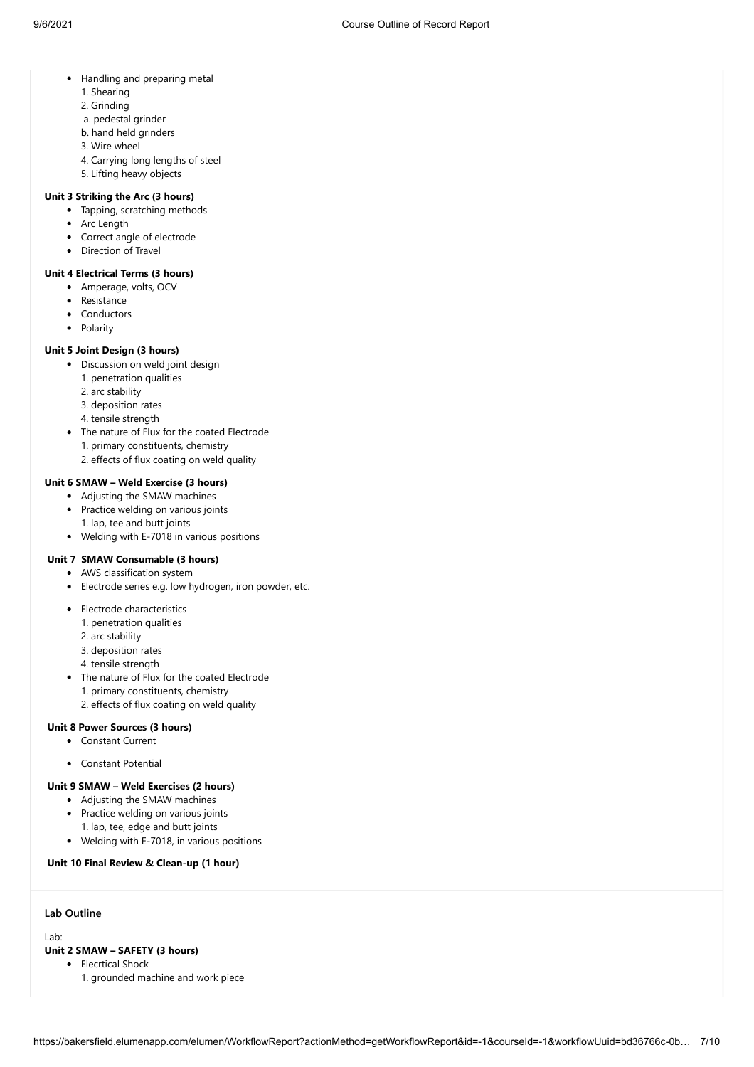- Handling and preparing metal
  1. Shearing
  2. Grinding
     a. pedestal grinder
     b. hand held grinders
  3. Wire wheel
  4. Carrying long lengths of steel
  5. Lifting heavy objects

**Unit 3 Striking the Arc (3 hours)**

- Tapping, scratching methods
- Arc Length
- Correct angle of electrode
- Direction of Travel

**Unit 4 Electrical Terms (3 hours)**

- Amperage, volts, OCV
- Resistance
- Conductors
- Polarity

**Unit 5 Joint Design (3 hours)**

- Discussion on weld joint design
  1. penetration qualities
  2. arc stability
  3. deposition rates
  4. tensile strength
- The nature of Flux for the coated Electrode
  1. primary constituents, chemistry
  2. effects of flux coating on weld quality

**Unit 6 SMAW – Weld Exercise (3 hours)**

- Adjusting the SMAW machines
- Practice welding on various joints
  1. lap, tee and butt joints
- Welding with E-7018 in various positions

**Unit 7 SMAW Consumable (3 hours)**

- AWS classification system
- Electrode series e.g. low hydrogen, iron powder, etc.
- Electrode characteristics
  1. penetration qualities
  2. arc stability
  3. deposition rates
  4. tensile strength
- The nature of Flux for the coated Electrode
  1. primary constituents, chemistry
  2. effects of flux coating on weld quality

**Unit 8 Power Sources (3 hours)**

- Constant Current
- Constant Potential

**Unit 9 SMAW – Weld Exercises (2 hours)**

- Adjusting the SMAW machines
- Practice welding on various joints
  1. lap, tee, edge and butt joints
- Welding with E-7018, in various positions

**Unit 10 Final Review & Clean-up (1 hour)**

## Lab Outline

Lab:

**Unit 2 SMAW – SAFETY (3 hours)**

- Elecrtical Shock
  1. grounded machine and work piece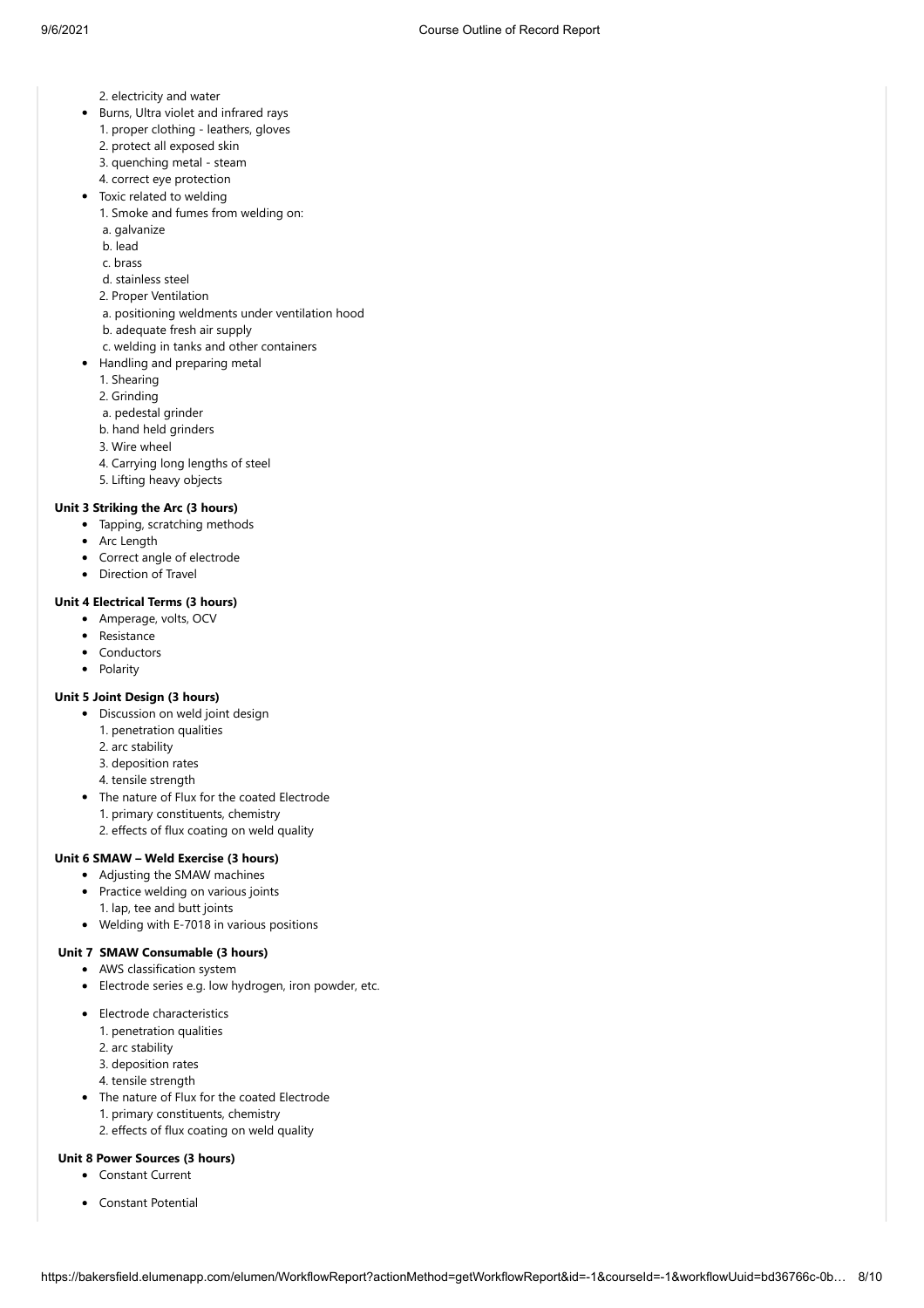2. electricity and water

- Burns, Ultra violet and infrared rays
  1. proper clothing - leathers, gloves
  2. protect all exposed skin
  3. quenching metal - steam
  4. correct eye protection
- Toxic related to welding
  1. Smoke and fumes from welding on:
     a. galvanize
     b. lead
     c. brass
     d. stainless steel
  2. Proper Ventilation
     a. positioning weldments under ventilation hood
     b. adequate fresh air supply
     c. welding in tanks and other containers
- Handling and preparing metal
  1. Shearing
  2. Grinding
     a. pedestal grinder
     b. hand held grinders
  3. Wire wheel
  4. Carrying long lengths of steel
  5. Lifting heavy objects

**Unit 3 Striking the Arc (3 hours)**

- Tapping, scratching methods
- Arc Length
- Correct angle of electrode
- Direction of Travel

**Unit 4 Electrical Terms (3 hours)**

- Amperage, volts, OCV
- Resistance
- Conductors
- Polarity

**Unit 5 Joint Design (3 hours)**

- Discussion on weld joint design
  1. penetration qualities
  2. arc stability
  3. deposition rates
  4. tensile strength
- The nature of Flux for the coated Electrode
  1. primary constituents, chemistry
  2. effects of flux coating on weld quality

**Unit 6 SMAW – Weld Exercise (3 hours)**

- Adjusting the SMAW machines
- Practice welding on various joints
  1. lap, tee and butt joints
- Welding with E-7018 in various positions

**Unit 7 SMAW Consumable (3 hours)**

- AWS classification system
- Electrode series e.g. low hydrogen, iron powder, etc.
- Electrode characteristics
  1. penetration qualities
  2. arc stability
  3. deposition rates
  4. tensile strength
- The nature of Flux for the coated Electrode
  1. primary constituents, chemistry
  2. effects of flux coating on weld quality

**Unit 8 Power Sources (3 hours)**

- Constant Current
- Constant Potential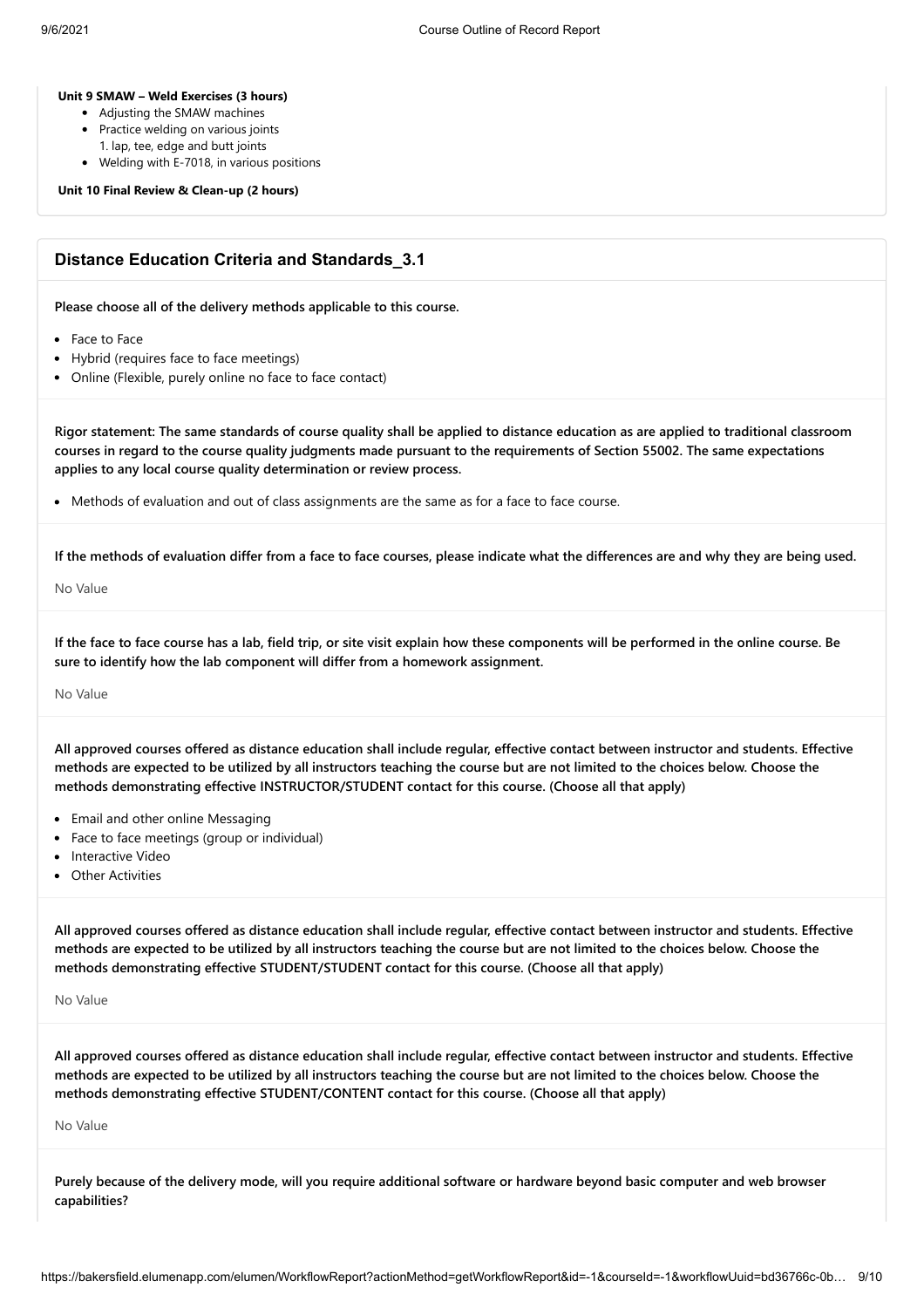**Unit 9 SMAW – Weld Exercises (3 hours)**

- Adjusting the SMAW machines
- Practice welding on various joints
  1. lap, tee, edge and butt joints
- Welding with E-7018, in various positions

**Unit 10 Final Review & Clean-up (2 hours)**

## Distance Education Criteria and Standards_3.1

**Please choose all of the delivery methods applicable to this course.**

- Face to Face
- Hybrid (requires face to face meetings)
- Online (Flexible, purely online no face to face contact)

**Rigor statement: The same standards of course quality shall be applied to distance education as are applied to traditional classroom courses in regard to the course quality judgments made pursuant to the requirements of Section 55002. The same expectations applies to any local course quality determination or review process.**

- Methods of evaluation and out of class assignments are the same as for a face to face course.

**If the methods of evaluation differ from a face to face courses, please indicate what the differences are and why they are being used.**

No Value

**If the face to face course has a lab, field trip, or site visit explain how these components will be performed in the online course. Be sure to identify how the lab component will differ from a homework assignment.**

No Value

**All approved courses offered as distance education shall include regular, effective contact between instructor and students. Effective methods are expected to be utilized by all instructors teaching the course but are not limited to the choices below. Choose the methods demonstrating effective INSTRUCTOR/STUDENT contact for this course. (Choose all that apply)**

- Email and other online Messaging
- Face to face meetings (group or individual)
- Interactive Video
- Other Activities

**All approved courses offered as distance education shall include regular, effective contact between instructor and students. Effective methods are expected to be utilized by all instructors teaching the course but are not limited to the choices below. Choose the methods demonstrating effective STUDENT/STUDENT contact for this course. (Choose all that apply)**

No Value

**All approved courses offered as distance education shall include regular, effective contact between instructor and students. Effective methods are expected to be utilized by all instructors teaching the course but are not limited to the choices below. Choose the methods demonstrating effective STUDENT/CONTENT contact for this course. (Choose all that apply)**

No Value

**Purely because of the delivery mode, will you require additional software or hardware beyond basic computer and web browser capabilities?**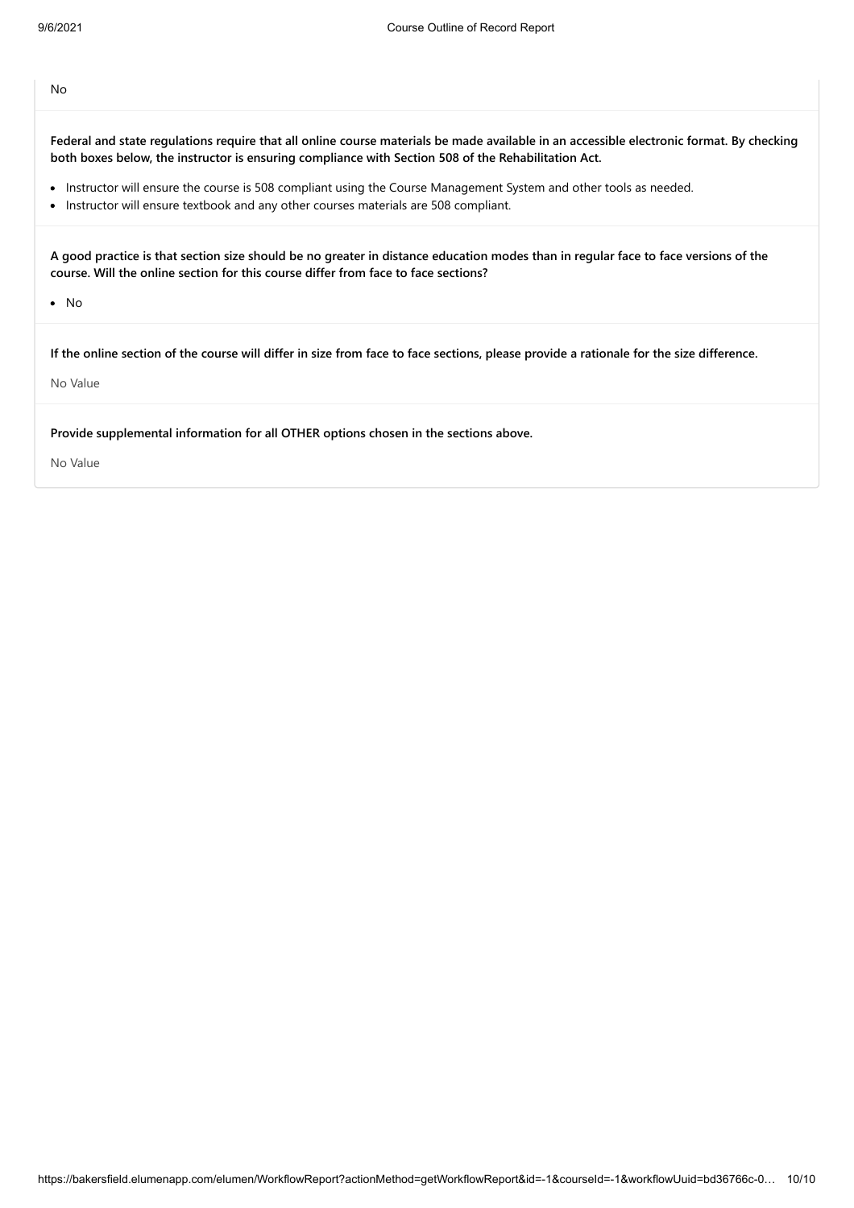No

**Federal and state regulations require that all online course materials be made available in an accessible electronic format. By checking both boxes below, the instructor is ensuring compliance with Section 508 of the Rehabilitation Act.**

- Instructor will ensure the course is 508 compliant using the Course Management System and other tools as needed.
- Instructor will ensure textbook and any other courses materials are 508 compliant.

**A good practice is that section size should be no greater in distance education modes than in regular face to face versions of the course. Will the online section for this course differ from face to face sections?**

- No

**If the online section of the course will differ in size from face to face sections, please provide a rationale for the size difference.**

No Value

**Provide supplemental information for all OTHER options chosen in the sections above.**

No Value